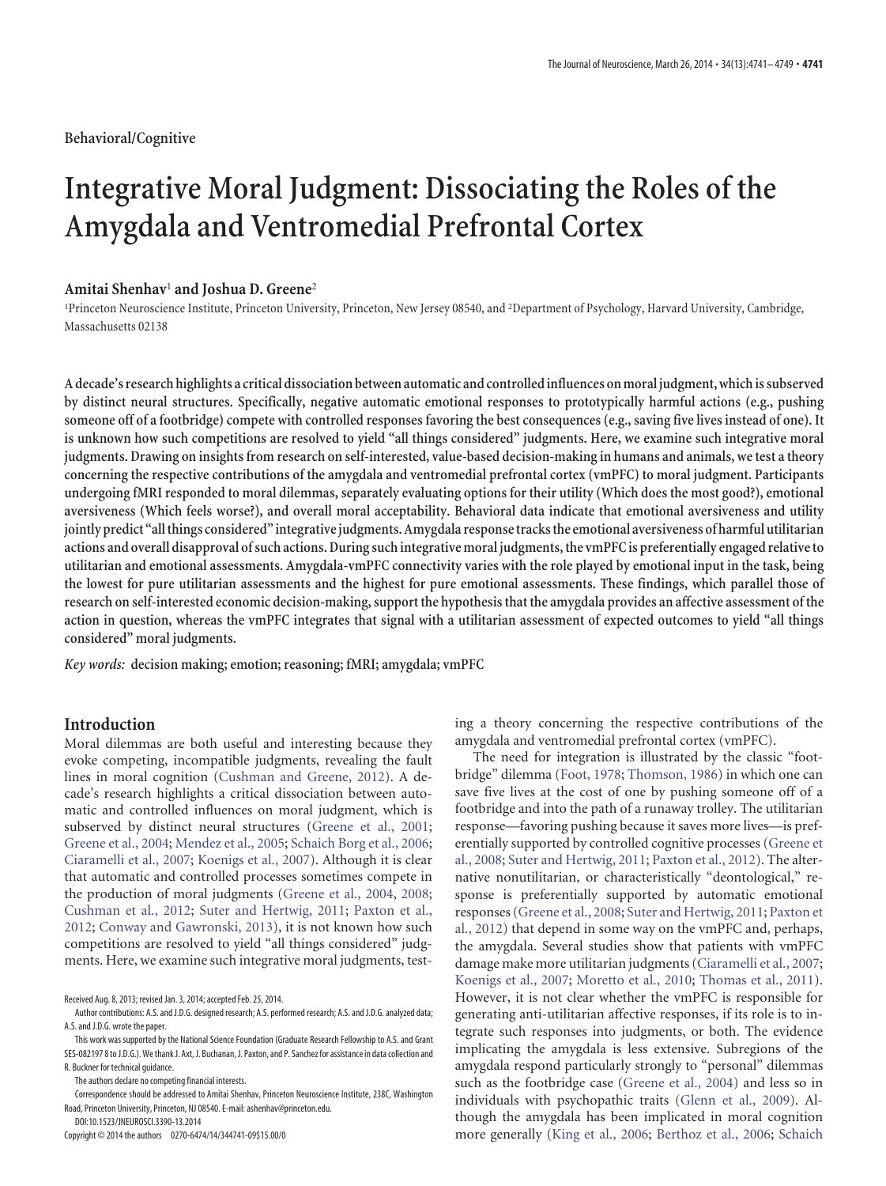Behavioral/Cognitive

# Integrative Moral Judgment: Dissociating the Roles of the Amygdala and Ventromedial Prefrontal Cortex

**Amitai Shenhav[1] and Joshua D. Greene[2]**

[1]Princeton Neuroscience Institute, Princeton University, Princeton, New Jersey 08540, and [2]Department of Psychology, Harvard University, Cambridge, Massachusetts 02138

**A decade's research highlights a critical dissociation between automatic and controlled influences on moral judgment, which is subserved by distinct neural structures. Specifically, negative automatic emotional responses to prototypically harmful actions (e.g., pushing someone off of a footbridge) compete with controlled responses favoring the best consequences (e.g., saving five lives instead of one). It is unknown how such competitions are resolved to yield "all things considered" judgments. Here, we examine such integrative moral judgments. Drawing on insights from research on self-interested, value-based decision-making in humans and animals, we test a theory concerning the respective contributions of the amygdala and ventromedial prefrontal cortex (vmPFC) to moral judgment. Participants undergoing fMRI responded to moral dilemmas, separately evaluating options for their utility (Which does the most good?), emotional aversiveness (Which feels worse?), and overall moral acceptability. Behavioral data indicate that emotional aversiveness and utility jointly predict "all things considered" integrative judgments. Amygdala response tracks the emotional aversiveness of harmful utilitarian actions and overall disapproval of such actions. During such integrative moral judgments, the vmPFC is preferentially engaged relative to utilitarian and emotional assessments. Amygdala-vmPFC connectivity varies with the role played by emotional input in the task, being the lowest for pure utilitarian assessments and the highest for pure emotional assessments. These findings, which parallel those of research on self-interested economic decision-making, support the hypothesis that the amygdala provides an affective assessment of the action in question, whereas the vmPFC integrates that signal with a utilitarian assessment of expected outcomes to yield "all things considered" moral judgments.**

*Key words:* decision making; emotion; reasoning; fMRI; amygdala; vmPFC

## Introduction

Moral dilemmas are both useful and interesting because they evoke competing, incompatible judgments, revealing the fault lines in moral cognition (Cushman and Greene, 2012). A decade's research highlights a critical dissociation between automatic and controlled influences on moral judgment, which is subserved by distinct neural structures (Greene et al., 2001; Greene et al., 2004; Mendez et al., 2005; Schaich Borg et al., 2006; Ciaramelli et al., 2007; Koenigs et al., 2007). Although it is clear that automatic and controlled processes sometimes compete in the production of moral judgments (Greene et al., 2004, 2008; Cushman et al., 2012; Suter and Hertwig, 2011; Paxton et al., 2012; Conway and Gawronski, 2013), it is not known how such competitions are resolved to yield "all things considered" judgments. Here, we examine such integrative moral judgments, testing a theory concerning the respective contributions of the amygdala and ventromedial prefrontal cortex (vmPFC).

The need for integration is illustrated by the classic "footbridge" dilemma (Foot, 1978; Thomson, 1986) in which one can save five lives at the cost of one by pushing someone off of a footbridge and into the path of a runaway trolley. The utilitarian response—favoring pushing because it saves more lives—is preferentially supported by controlled cognitive processes (Greene et al., 2008; Suter and Hertwig, 2011; Paxton et al., 2012). The alternative nonutilitarian, or characteristically "deontological," response is preferentially supported by automatic emotional responses (Greene et al., 2008; Suter and Hertwig, 2011; Paxton et al., 2012) that depend in some way on the vmPFC and, perhaps, the amygdala. Several studies show that patients with vmPFC damage make more utilitarian judgments (Ciaramelli et al., 2007; Koenigs et al., 2007; Moretto et al., 2010; Thomas et al., 2011). However, it is not clear whether the vmPFC is responsible for generating anti-utilitarian affective responses, if its role is to integrate such responses into judgments, or both. The evidence implicating the amygdala is less extensive. Subregions of the amygdala respond particularly strongly to "personal" dilemmas such as the footbridge case (Greene et al., 2004) and less so in individuals with psychopathic traits (Glenn et al., 2009). Although the amygdala has been implicated in moral cognition more generally (King et al., 2006; Berthoz et al., 2006; Schaich

Received Aug. 8, 2013; revised Jan. 3, 2014; accepted Feb. 25, 2014.

Author contributions: A.S. and J.D.G. designed research; A.S. performed research; A.S. and J.D.G. analyzed data; A.S. and J.D.G. wrote the paper.

This work was supported by the National Science Foundation (Graduate Research Fellowship to A.S. and Grant SES-082197 8 to J.D.G.). We thank J. Axt, J. Buchanan, J. Paxton, and P. Sanchez for assistance in data collection and R. Buckner for technical guidance.

The authors declare no competing financial interests.

Correspondence should be addressed to Amitai Shenhav, Princeton Neuroscience Institute, 238C, Washington Road, Princeton University, Princeton, NJ 08540. E-mail: ashenhav@princeton.edu.

DOI:10.1523/JNEUROSCI.3390-13.2014

Copyright © 2014 the authors 0270-6474/14/344741-09$15.00/0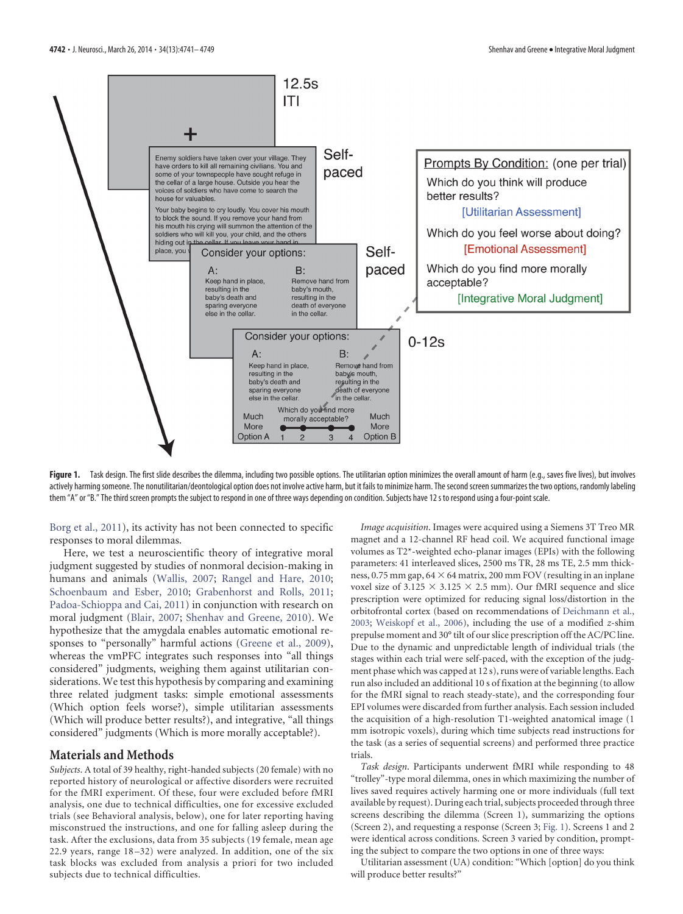Figure 1. Task design. The first slide describes the dilemma, including two possible options. The utilitarian option minimizes the overall amount of harm (e.g., saves five lives), but involves actively harming someone. The nonutilitarian/deontological option does not involve active harm, but it fails to minimize harm. The second screen summarizes the two options, randomly labeling them "A" or "B." The third screen prompts the subject to respond in one of three ways depending on condition. Subjects have 12 s to respond using a four-point scale.

Borg et al., 2011), its activity has not been connected to specific responses to moral dilemmas.

Here, we test a neuroscientific theory of integrative moral judgment suggested by studies of nonmoral decision-making in humans and animals (Wallis, 2007; Rangel and Hare, 2010; Schoenbaum and Esber, 2010; Grabenhorst and Rolls, 2011; Padoa-Schioppa and Cai, 2011) in conjunction with research on moral judgment (Blair, 2007; Shenhav and Greene, 2010). We hypothesize that the amygdala enables automatic emotional responses to "personally" harmful actions (Greene et al., 2009), whereas the vmPFC integrates such responses into "all things considered" judgments, weighing them against utilitarian considerations. We test this hypothesis by comparing and examining three related judgment tasks: simple emotional assessments (Which option feels worse?), simple utilitarian assessments (Which will produce better results?), and integrative, "all things considered" judgments (Which is more morally acceptable?).

## Materials and Methods

*Subjects.* A total of 39 healthy, right-handed subjects (20 female) with no reported history of neurological or affective disorders were recruited for the fMRI experiment. Of these, four were excluded before fMRI analysis, one due to technical difficulties, one for excessive excluded trials (see Behavioral analysis, below), one for later reporting having misconstrued the instructions, and one for falling asleep during the task. After the exclusions, data from 35 subjects (19 female, mean age 22.9 years, range 18–32) were analyzed. In addition, one of the six task blocks was excluded from analysis a priori for two included subjects due to technical difficulties.

*Image acquisition.* Images were acquired using a Siemens 3T Treo MR magnet and a 12-channel RF head coil. We acquired functional image volumes as T2*-weighted echo-planar images (EPIs) with the following parameters: 41 interleaved slices, 2500 ms TR, 28 ms TE, 2.5 mm thickness, 0.75 mm gap, $64 \times 64$ matrix, 200 mm FOV (resulting in an inplane voxel size of $3.125 \times 3.125 \times 2.5$ mm). Our fMRI sequence and slice prescription were optimized for reducing signal loss/distortion in the orbitofrontal cortex (based on recommendations of Deichmann et al., 2003; Weiskopf et al., 2006), including the use of a modified *z*-shim prepulse moment and 30° tilt of our slice prescription off the AC/PC line. Due to the dynamic and unpredictable length of individual trials (the stages within each trial were self-paced, with the exception of the judgment phase which was capped at 12 s), runs were of variable lengths. Each run also included an additional 10 s of fixation at the beginning (to allow for the fMRI signal to reach steady-state), and the corresponding four EPI volumes were discarded from further analysis. Each session included the acquisition of a high-resolution T1-weighted anatomical image (1 mm isotropic voxels), during which time subjects read instructions for the task (as a series of sequential screens) and performed three practice trials.

*Task design.* Participants underwent fMRI while responding to 48 "trolley"-type moral dilemma, ones in which maximizing the number of lives saved requires actively harming one or more individuals (full text available by request). During each trial, subjects proceeded through three screens describing the dilemma (Screen 1), summarizing the options (Screen 2), and requesting a response (Screen 3; Fig. 1). Screens 1 and 2 were identical across conditions. Screen 3 varied by condition, prompting the subject to compare the two options in one of three ways:

Utilitarian assessment (UA) condition: "Which [option] do you think will produce better results?"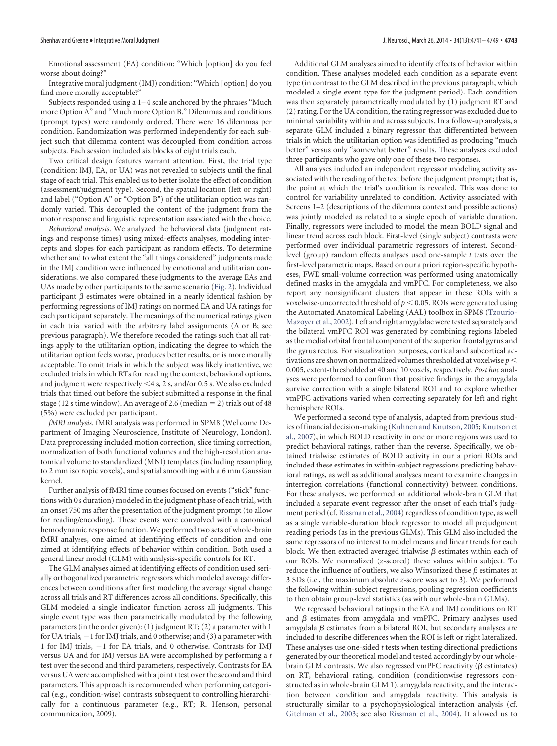Emotional assessment (EA) condition: "Which [option] do you feel worse about doing?"

Integrative moral judgment (IMJ) condition: "Which [option] do you find more morally acceptable?"

Subjects responded using a 1–4 scale anchored by the phrases "Much more Option A" and "Much more Option B." Dilemmas and conditions (prompt types) were randomly ordered. There were 16 dilemmas per condition. Randomization was performed independently for each subject such that dilemma content was decoupled from condition across subjects. Each session included six blocks of eight trials each.

Two critical design features warrant attention. First, the trial type (condition: IMJ, EA, or UA) was not revealed to subjects until the final stage of each trial. This enabled us to better isolate the effect of condition (assessment/judgment type). Second, the spatial location (left or right) and label ("Option A" or "Option B") of the utilitarian option was randomly varied. This decoupled the content of the judgment from the motor response and linguistic representation associated with the choice.

*Behavioral analysis.* We analyzed the behavioral data (judgment ratings and response times) using mixed-effects analyses, modeling intercepts and slopes for each participant as random effects. To determine whether and to what extent the "all things considered" judgments made in the IMJ condition were influenced by emotional and utilitarian considerations, we also compared these judgments to the average EAs and UAs made by other participants to the same scenario (Fig. 2). Individual participant $\beta$ estimates were obtained in a nearly identical fashion by performing regressions of IMJ ratings on normed EA and UA ratings for each participant separately. The meanings of the numerical ratings given in each trial varied with the arbitrary label assignments (A or B; see previous paragraph). We therefore recoded the ratings such that all ratings apply to the utilitarian option, indicating the degree to which the utilitarian option feels worse, produces better results, or is more morally acceptable. To omit trials in which the subject was likely inattentive, we excluded trials in which RTs for reading the context, behavioral options, and judgment were respectively $<$4 s, 2 s, and/or 0.5 s. We also excluded trials that timed out before the subject submitted a response in the final stage (12 s time window). An average of 2.6 (median = 2) trials out of 48 (5%) were excluded per participant.

*fMRI analysis.* fMRI analysis was performed in SPM8 (Wellcome Department of Imaging Neuroscience, Institute of Neurology, London). Data preprocessing included motion correction, slice timing correction, normalization of both functional volumes and the high-resolution anatomical volume to standardized (MNI) templates (including resampling to 2 mm isotropic voxels), and spatial smoothing with a 6 mm Gaussian kernel.

Further analysis of fMRI time courses focused on events ("stick" functions with 0 s duration) modeled in the judgment phase of each trial, with an onset 750 ms after the presentation of the judgment prompt (to allow for reading/encoding). These events were convolved with a canonical hemodynamic response function. We performed two sets of whole-brain fMRI analyses, one aimed at identifying effects of condition and one aimed at identifying effects of behavior within condition. Both used a general linear model (GLM) with analysis-specific controls for RT.

The GLM analyses aimed at identifying effects of condition used serially orthogonalized parametric regressors which modeled average differences between conditions after first modeling the average signal change across all trials and RT differences across all conditions. Specifically, this GLM modeled a single indicator function across all judgments. This single event type was then parametrically modulated by the following parameters (in the order given): (1) judgment RT; (2) a parameter with 1 for UA trials, −1 for IMJ trials, and 0 otherwise; and (3) a parameter with 1 for IMJ trials, −1 for EA trials, and 0 otherwise. Contrasts for IMJ versus UA and for IMJ versus EA were accomplished by performing a *t* test over the second and third parameters, respectively. Contrasts for EA versus UA were accomplished with a joint *t* test over the second and third parameters. This approach is recommended when performing categorical (e.g., condition-wise) contrasts subsequent to controlling hierarchically for a continuous parameter (e.g., RT; R. Henson, personal communication, 2009).

Additional GLM analyses aimed to identify effects of behavior within condition. These analyses modeled each condition as a separate event type (in contrast to the GLM described in the previous paragraph, which modeled a single event type for the judgment period). Each condition was then separately parametrically modulated by (1) judgment RT and (2) rating. For the UA condition, the rating regressor was excluded due to minimal variability within and across subjects. In a follow-up analysis, a separate GLM included a binary regressor that differentiated between trials in which the utilitarian option was identified as producing "much better" versus only "somewhat better" results. These analyses excluded three participants who gave only one of these two responses.

All analyses included an independent regressor modeling activity associated with the reading of the text before the judgment prompt; that is, the point at which the trial's condition is revealed. This was done to control for variability unrelated to condition. Activity associated with Screens 1–2 (descriptions of the dilemma context and possible actions) was jointly modeled as related to a single epoch of variable duration. Finally, regressors were included to model the mean BOLD signal and linear trend across each block. First-level (single subject) contrasts were performed over individual parametric regressors of interest. Second-level (group) random effects analyses used one-sample *t* tests over the first-level parametric maps. Based on our a priori region-specific hypotheses, FWE small-volume correction was performed using anatomically defined masks in the amygdala and vmPFC. For completeness, we also report any nonsignificant clusters that appear in these ROIs with a voxelwise-uncorrected threshold of $p < 0.05$. ROIs were generated using the Automated Anatomical Labeling (AAL) toolbox in SPM8 (Tzourio-Mazoyer et al., 2002). Left and right amygdalae were tested separately and the bilateral vmPFC ROI was generated by combining regions labeled as the medial orbital frontal component of the superior frontal gyrus and the gyrus rectus. For visualization purposes, cortical and subcortical activations are shown on normalized volumes thresholded at voxelwise $p < 0.005$, extent-thresholded at 40 and 10 voxels, respectively. *Post hoc* analyses were performed to confirm that positive findings in the amygdala survive correction with a single bilateral ROI and to explore whether vmPFC activations varied when correcting separately for left and right hemisphere ROIs.

We performed a second type of analysis, adapted from previous studies of financial decision-making (Kuhnen and Knutson, 2005; Knutson et al., 2007), in which BOLD reactivity in one or more regions was used to predict behavioral ratings, rather than the reverse. Specifically, we obtained trialwise estimates of BOLD activity in our a priori ROIs and included these estimates in within-subject regressions predicting behavioral ratings, as well as additional analyses meant to examine changes in interregion correlations (functional connectivity) between conditions. For these analyses, we performed an additional whole-brain GLM that included a separate event regressor after the onset of each trial's judgment period (cf. Rissman et al., 2004) regardless of condition type, as well as a single variable-duration block regressor to model all prejudgment reading periods (as in the previous GLMs). This GLM also included the same regressors of no interest to model means and linear trends for each block. We then extracted averaged trialwise $\beta$ estimates within each of our ROIs. We normalized (*z*-scored) these values within subject. To reduce the influence of outliers, we also Winsorized these $\beta$ estimates at 3 SDs (i.e., the maximum absolute *z*-score was set to 3). We performed the following within-subject regressions, pooling regression coefficients to then obtain group-level statistics (as with our whole-brain GLMs).

We regressed behavioral ratings in the EA and IMJ conditions on RT and $\beta$ estimates from amygdala and vmPFC. Primary analyses used amygdala $\beta$ estimates from a bilateral ROI, but secondary analyses are included to describe differences when the ROI is left or right lateralized. These analyses use one-sided *t* tests when testing directional predictions generated by our theoretical model and tested accordingly by our whole-brain GLM contrasts. We also regressed vmPFC reactivity ($\beta$ estimates) on RT, behavioral rating, condition (conditionwise regressors constructed as in whole-brain GLM 1), amygdala reactivity, and the interaction between condition and amygdala reactivity. This analysis is structurally similar to a psychophysiological interaction analysis (cf. Gitelman et al., 2003; see also Rissman et al., 2004). It allowed us to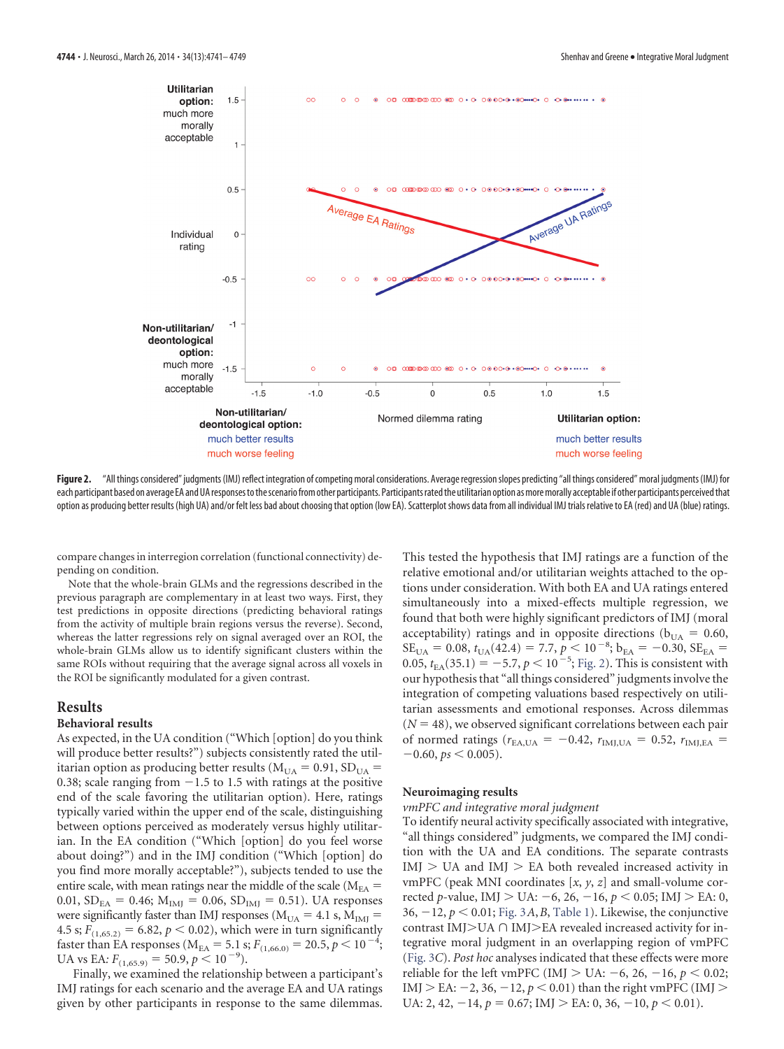**Figure 2.** "All things considered" judgments (IMJ) reflect integration of competing moral considerations. Average regression slopes predicting "all things considered" moral judgments (IMJ) for each participant based on average EA and UA responses to the scenario from other participants. Participants rated the utilitarian option as more morally acceptable if other participants perceived that option as producing better results (high UA) and/or felt less bad about choosing that option (low EA). Scatterplot shows data from all individual IMJ trials relative to EA (red) and UA (blue) ratings.

compare changes in interregion correlation (functional connectivity) depending on condition.

Note that the whole-brain GLMs and the regressions described in the previous paragraph are complementary in at least two ways. First, they test predictions in opposite directions (predicting behavioral ratings from the activity of multiple brain regions versus the reverse). Second, whereas the latter regressions rely on signal averaged over an ROI, the whole-brain GLMs allow us to identify significant clusters within the same ROIs without requiring that the average signal across all voxels in the ROI be significantly modulated for a given contrast.

## Results

### Behavioral results

As expected, in the UA condition ("Which [option] do you think will produce better results?") subjects consistently rated the utilitarian option as producing better results ($M_{UA} = 0.91$, $SD_{UA} = 0.38$; scale ranging from $-1.5$ to 1.5 with ratings at the positive end of the scale favoring the utilitarian option). Here, ratings typically varied within the upper end of the scale, distinguishing between options perceived as moderately versus highly utilitarian. In the EA condition ("Which [option] do you feel worse about doing?") and in the IMJ condition ("Which [option] do you find more morally acceptable?"), subjects tended to use the entire scale, with mean ratings near the middle of the scale ($M_{EA} = 0.01$, $SD_{EA} = 0.46$; $M_{IMJ} = 0.06$, $SD_{IMJ} = 0.51$). UA responses were significantly faster than IMJ responses ($M_{UA} = 4.1$ s, $M_{IMJ} = 4.5$ s; $F_{(1,65.2)} = 6.82$, $p < 0.02$), which were in turn significantly faster than EA responses ($M_{EA} = 5.1$ s; $F_{(1,66.0)} = 20.5$, $p < 10^{-4}$; UA vs EA: $F_{(1,65.9)} = 50.9$, $p < 10^{-9}$).

Finally, we examined the relationship between a participant's IMJ ratings for each scenario and the average EA and UA ratings given by other participants in response to the same dilemmas. This tested the hypothesis that IMJ ratings are a function of the relative emotional and/or utilitarian weights attached to the options under consideration. With both EA and UA ratings entered simultaneously into a mixed-effects multiple regression, we found that both were highly significant predictors of IMJ (moral acceptability) ratings and in opposite directions ($b_{UA} = 0.60$, $SE_{UA} = 0.08$, $t_{UA}(42.4) = 7.7$, $p < 10^{-8}$; $b_{EA} = -0.30$, $SE_{EA} = 0.05$, $t_{EA}(35.1) = -5.7$, $p < 10^{-5}$; Fig. 2). This is consistent with our hypothesis that "all things considered" judgments involve the integration of competing valuations based respectively on utilitarian assessments and emotional responses. Across dilemmas ($N = 48$), we observed significant correlations between each pair of normed ratings ($r_{EA,UA} = -0.42$, $r_{IMJ,UA} = 0.52$, $r_{IMJ,EA} = -0.60$, $ps < 0.005$).

### Neuroimaging results

*vmPFC and integrative moral judgment*

To identify neural activity specifically associated with integrative, "all things considered" judgments, we compared the IMJ condition with the UA and EA conditions. The separate contrasts IMJ > UA and IMJ > EA both revealed increased activity in vmPFC (peak MNI coordinates [*x*, *y*, *z*] and small-volume corrected *p*-value, IMJ > UA: $-6$, 26, $-16$, $p < 0.05$; IMJ > EA: 0, 36, $-12$, $p < 0.01$; Fig. 3*A*,*B*, Table 1). Likewise, the conjunctive contrast IMJ>UA ∩ IMJ>EA revealed increased activity for integrative moral judgment in an overlapping region of vmPFC (Fig. 3*C*). *Post hoc* analyses indicated that these effects were more reliable for the left vmPFC (IMJ > UA: $-6$, 26, $-16$, $p < 0.02$; IMJ > EA: $-2$, 36, $-12$, $p < 0.01$) than the right vmPFC (IMJ > UA: 2, 42, $-14$, $p = 0.67$; IMJ > EA: 0, 36, $-10$, $p < 0.01$).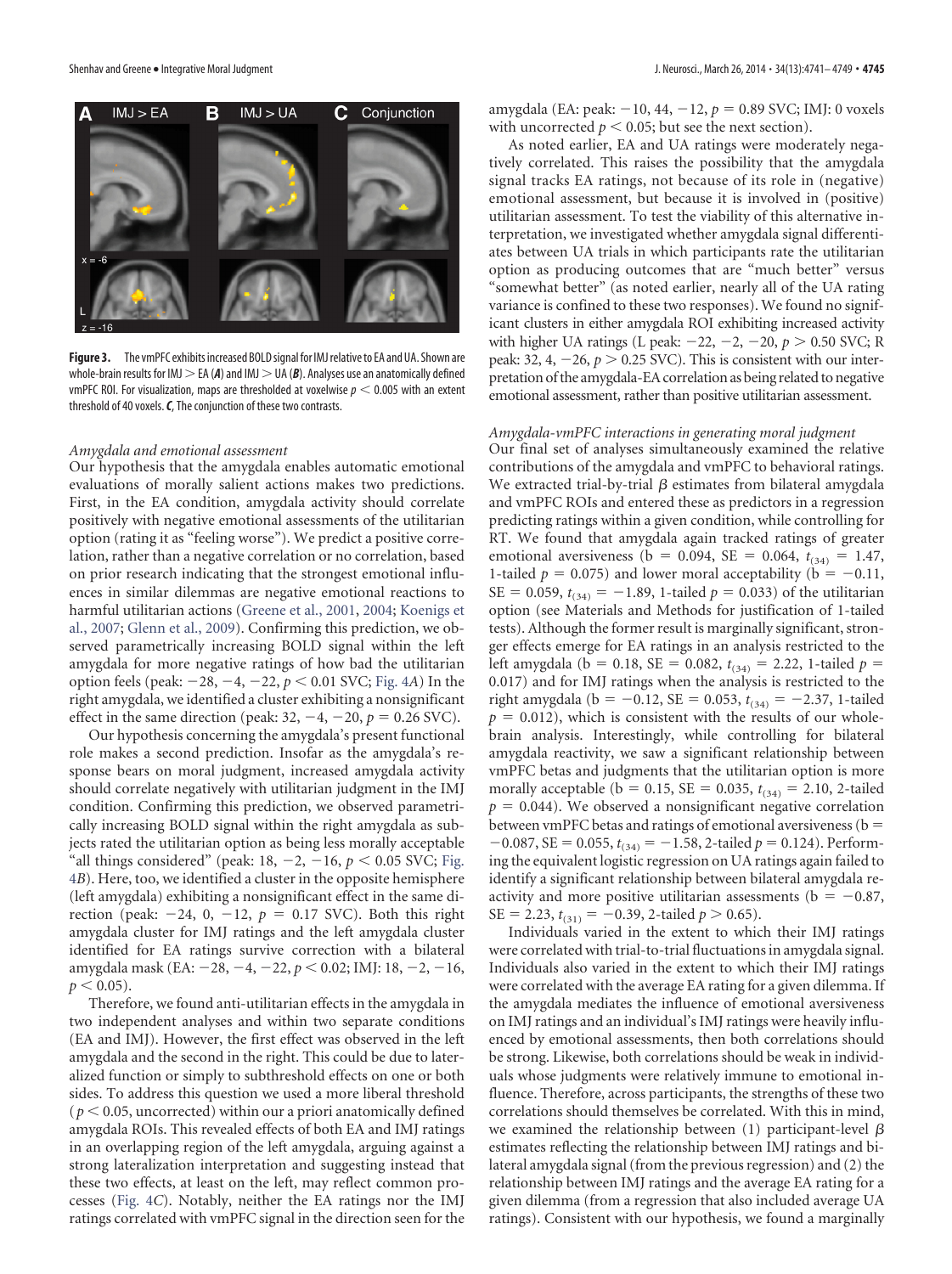**Figure 3.** The vmPFC exhibits increased BOLD signal for IMJ relative to EA and UA. Shown are whole-brain results for IMJ > EA (***A***) and IMJ > UA (***B***). Analyses use an anatomically defined vmPFC ROI. For visualization, maps are thresholded at voxelwise $p < 0.005$ with an extent threshold of 40 voxels. ***C***, The conjunction of these two contrasts.

*Amygdala and emotional assessment*

Our hypothesis that the amygdala enables automatic emotional evaluations of morally salient actions makes two predictions. First, in the EA condition, amygdala activity should correlate positively with negative emotional assessments of the utilitarian option (rating it as "feeling worse"). We predict a positive correlation, rather than a negative correlation or no correlation, based on prior research indicating that the strongest emotional influences in similar dilemmas are negative emotional reactions to harmful utilitarian actions (Greene et al., 2001, 2004; Koenigs et al., 2007; Glenn et al., 2009). Confirming this prediction, we observed parametrically increasing BOLD signal within the left amygdala for more negative ratings of how bad the utilitarian option feels (peak: −28, −4, −22, $p < 0.01$ SVC; Fig. 4*A*) In the right amygdala, we identified a cluster exhibiting a nonsignificant effect in the same direction (peak: 32, −4, −20, $p = 0.26$ SVC).

Our hypothesis concerning the amygdala's present functional role makes a second prediction. Insofar as the amygdala's response bears on moral judgment, increased amygdala activity should correlate negatively with utilitarian judgment in the IMJ condition. Confirming this prediction, we observed parametrically increasing BOLD signal within the right amygdala as subjects rated the utilitarian option as being less morally acceptable "all things considered" (peak: 18, −2, −16, $p < 0.05$ SVC; Fig. 4*B*). Here, too, we identified a cluster in the opposite hemisphere (left amygdala) exhibiting a nonsignificant effect in the same direction (peak: −24, 0, −12, $p = 0.17$ SVC). Both this right amygdala cluster for IMJ ratings and the left amygdala cluster identified for EA ratings survive correction with a bilateral amygdala mask (EA: −28, −4, −22, $p < 0.02$; IMJ: 18, −2, −16, $p < 0.05$).

Therefore, we found anti-utilitarian effects in the amygdala in two independent analyses and within two separate conditions (EA and IMJ). However, the first effect was observed in the left amygdala and the second in the right. This could be due to lateralized function or simply to subthreshold effects on one or both sides. To address this question we used a more liberal threshold ($p < 0.05$, uncorrected) within our a priori anatomically defined amygdala ROIs. This revealed effects of both EA and IMJ ratings in an overlapping region of the left amygdala, arguing against a strong lateralization interpretation and suggesting instead that these two effects, at least on the left, may reflect common processes (Fig. 4*C*). Notably, neither the EA ratings nor the IMJ ratings correlated with vmPFC signal in the direction seen for the amygdala (EA: peak: −10, 44, −12, $p = 0.89$ SVC; IMJ: 0 voxels with uncorrected $p < 0.05$; but see the next section).

As noted earlier, EA and UA ratings were moderately negatively correlated. This raises the possibility that the amygdala signal tracks EA ratings, not because of its role in (negative) emotional assessment, but because it is involved in (positive) utilitarian assessment. To test the viability of this alternative interpretation, we investigated whether amygdala signal differentiates between UA trials in which participants rate the utilitarian option as producing outcomes that are "much better" versus "somewhat better" (as noted earlier, nearly all of the UA rating variance is confined to these two responses). We found no significant clusters in either amygdala ROI exhibiting increased activity with higher UA ratings (L peak: −22, −2, −20, $p > 0.50$ SVC; R peak: 32, 4, −26, $p > 0.25$ SVC). This is consistent with our interpretation of the amygdala-EA correlation as being related to negative emotional assessment, rather than positive utilitarian assessment.

*Amygdala-vmPFC interactions in generating moral judgment*

Our final set of analyses simultaneously examined the relative contributions of the amygdala and vmPFC to behavioral ratings. We extracted trial-by-trial $\beta$ estimates from bilateral amygdala and vmPFC ROIs and entered these as predictors in a regression predicting ratings within a given condition, while controlling for RT. We found that amygdala again tracked ratings of greater emotional aversiveness ($b = 0.094$, $SE = 0.064$, $t_{(34)} = 1.47$, 1-tailed $p = 0.075$) and lower moral acceptability ($b = -0.11$, $SE = 0.059$, $t_{(34)} = -1.89$, 1-tailed $p = 0.033$) of the utilitarian option (see Materials and Methods for justification of 1-tailed tests). Although the former result is marginally significant, stronger effects emerge for EA ratings in an analysis restricted to the left amygdala ($b = 0.18$, $SE = 0.082$, $t_{(34)} = 2.22$, 1-tailed $p = 0.017$) and for IMJ ratings when the analysis is restricted to the right amygdala ($b = -0.12$, $SE = 0.053$, $t_{(34)} = -2.37$, 1-tailed $p = 0.012$), which is consistent with the results of our whole-brain analysis. Interestingly, while controlling for bilateral amygdala reactivity, we saw a significant relationship between vmPFC betas and judgments that the utilitarian option is more morally acceptable ($b = 0.15$, $SE = 0.035$, $t_{(34)} = 2.10$, 2-tailed $p = 0.044$). We observed a nonsignificant negative correlation between vmPFC betas and ratings of emotional aversiveness ($b = -0.087$, $SE = 0.055$, $t_{(34)} = -1.58$, 2-tailed $p = 0.124$). Performing the equivalent logistic regression on UA ratings again failed to identify a significant relationship between bilateral amygdala reactivity and more positive utilitarian assessments ($b = -0.87$, $SE = 2.23$, $t_{(31)} = -0.39$, 2-tailed $p > 0.65$).

Individuals varied in the extent to which their IMJ ratings were correlated with trial-to-trial fluctuations in amygdala signal. Individuals also varied in the extent to which their IMJ ratings were correlated with the average EA rating for a given dilemma. If the amygdala mediates the influence of emotional aversiveness on IMJ ratings and an individual's IMJ ratings were heavily influenced by emotional assessments, then both correlations should be strong. Likewise, both correlations should be weak in individuals whose judgments were relatively immune to emotional influence. Therefore, across participants, the strengths of these two correlations should themselves be correlated. With this in mind, we examined the relationship between (1) participant-level $\beta$ estimates reflecting the relationship between IMJ ratings and bilateral amygdala signal (from the previous regression) and (2) the relationship between IMJ ratings and the average EA rating for a given dilemma (from a regression that also included average UA ratings). Consistent with our hypothesis, we found a marginally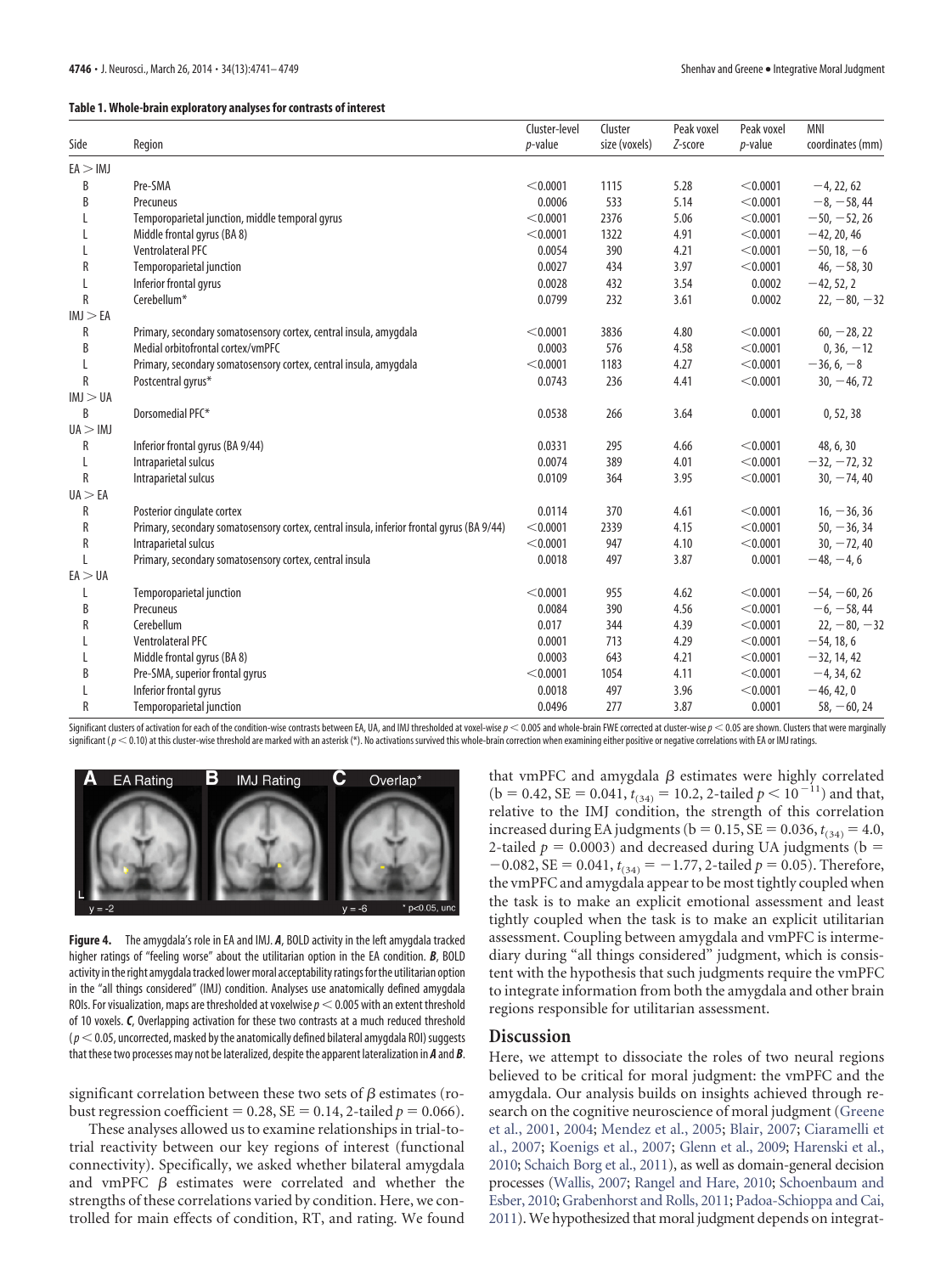**Table 1. Whole-brain exploratory analyses for contrasts of interest**

| Side | Region | Cluster-level $p$-value | Cluster size (voxels) | Peak voxel $Z$-score | Peak voxel $p$-value | MNI coordinates (mm) |
|---|---|---|---|---|---|---|
| EA > IMJ | | | | | | |
| B | Pre-SMA | <0.0001 | 1115 | 5.28 | <0.0001 | −4, 22, 62 |
| B | Precuneus | 0.0006 | 533 | 5.14 | <0.0001 | −8, −58, 44 |
| L | Temporoparietal junction, middle temporal gyrus | <0.0001 | 2376 | 5.06 | <0.0001 | −50, −52, 26 |
| L | Middle frontal gyrus (BA 8) | <0.0001 | 1322 | 4.91 | <0.0001 | −42, 20, 46 |
| L | Ventrolateral PFC | 0.0054 | 390 | 4.21 | <0.0001 | −50, 18, −6 |
| R | Temporoparietal junction | 0.0027 | 434 | 3.97 | <0.0001 | 46, −58, 30 |
| L | Inferior frontal gyrus | 0.0028 | 432 | 3.54 | 0.0002 | −42, 52, 2 |
| R | Cerebellum* | 0.0799 | 232 | 3.61 | 0.0002 | 22, −80, −32 |
| IMJ > EA | | | | | | |
| R | Primary, secondary somatosensory cortex, central insula, amygdala | <0.0001 | 3836 | 4.80 | <0.0001 | 60, −28, 22 |
| B | Medial orbitofrontal cortex/vmPFC | 0.0003 | 576 | 4.58 | <0.0001 | 0, 36, −12 |
| L | Primary, secondary somatosensory cortex, central insula, amygdala | <0.0001 | 1183 | 4.27 | <0.0001 | −36, 6, −8 |
| R | Postcentral gyrus* | 0.0743 | 236 | 4.41 | <0.0001 | 30, −46, 72 |
| IMJ > UA | | | | | | |
| B | Dorsomedial PFC* | 0.0538 | 266 | 3.64 | 0.0001 | 0, 52, 38 |
| UA > IMJ | | | | | | |
| R | Inferior frontal gyrus (BA 9/44) | 0.0331 | 295 | 4.66 | <0.0001 | 48, 6, 30 |
| L | Intraparietal sulcus | 0.0074 | 389 | 4.01 | <0.0001 | −32, −72, 32 |
| R | Intraparietal sulcus | 0.0109 | 364 | 3.95 | <0.0001 | 30, −74, 40 |
| UA > EA | | | | | | |
| R | Posterior cingulate cortex | 0.0114 | 370 | 4.61 | <0.0001 | 16, −36, 36 |
| R | Primary, secondary somatosensory cortex, central insula, inferior frontal gyrus (BA 9/44) | <0.0001 | 2339 | 4.15 | <0.0001 | 50, −36, 34 |
| R | Intraparietal sulcus | <0.0001 | 947 | 4.10 | <0.0001 | 30, −72, 40 |
| L | Primary, secondary somatosensory cortex, central insula | 0.0018 | 497 | 3.87 | 0.0001 | −48, −4, 6 |
| EA > UA | | | | | | |
| L | Temporoparietal junction | <0.0001 | 955 | 4.62 | <0.0001 | −54, −60, 26 |
| B | Precuneus | 0.0084 | 390 | 4.56 | <0.0001 | −6, −58, 44 |
| R | Cerebellum | 0.017 | 344 | 4.39 | <0.0001 | 22, −80, −32 |
| L | Ventrolateral PFC | 0.0001 | 713 | 4.29 | <0.0001 | −54, 18, 6 |
| L | Middle frontal gyrus (BA 8) | 0.0003 | 643 | 4.21 | <0.0001 | −32, 14, 42 |
| B | Pre-SMA, superior frontal gyrus | <0.0001 | 1054 | 4.11 | <0.0001 | −4, 34, 62 |
| L | Inferior frontal gyrus | 0.0018 | 497 | 3.96 | <0.0001 | −46, 42, 0 |
| R | Temporoparietal junction | 0.0496 | 277 | 3.87 | 0.0001 | 58, −60, 24 |

Significant clusters of activation for each of the condition-wise contrasts between EA, UA, and IMJ thresholded at voxel-wise $p < 0.005$ and whole-brain FWE corrected at cluster-wise $p < 0.05$ are shown. Clusters that were marginally significant ($p < 0.10$) at this cluster-wise threshold are marked with an asterisk (*). No activations survived this whole-brain correction when examining either positive or negative correlations with EA or IMJ ratings.

**Figure 4.** The amygdala's role in EA and IMJ. ***A***, BOLD activity in the left amygdala tracked higher ratings of "feeling worse" about the utilitarian option in the EA condition. ***B***, BOLD activity in the right amygdala tracked lower moral acceptability ratings for the utilitarian option in the "all things considered" (IMJ) condition. Analyses use anatomically defined amygdala ROIs. For visualization, maps are thresholded at voxelwise $p < 0.005$ with an extent threshold of 10 voxels. ***C***, Overlapping activation for these two contrasts at a much reduced threshold ($p < 0.05$, uncorrected, masked by the anatomically defined bilateral amygdala ROI) suggests that these two processes may not be lateralized, despite the apparent lateralization in ***A*** and ***B***.

significant correlation between these two sets of $\beta$ estimates (robust regression coefficient = 0.28, SE = 0.14, 2-tailed $p = 0.066$).

These analyses allowed us to examine relationships in trial-to-trial reactivity between our key regions of interest (functional connectivity). Specifically, we asked whether bilateral amygdala and vmPFC $\beta$ estimates were correlated and whether the strengths of these correlations varied by condition. Here, we controlled for main effects of condition, RT, and rating. We found that vmPFC and amygdala $\beta$ estimates were highly correlated (b = 0.42, SE = 0.041, $t_{(34)} = 10.2$, 2-tailed $p < 10^{-11}$) and that, relative to the IMJ condition, the strength of this correlation increased during EA judgments (b = 0.15, SE = 0.036, $t_{(34)} = 4.0$, 2-tailed $p = 0.0003$) and decreased during UA judgments (b = −0.082, SE = 0.041, $t_{(34)} = -1.77$, 2-tailed $p = 0.05$). Therefore, the vmPFC and amygdala appear to be most tightly coupled when the task is to make an explicit emotional assessment and least tightly coupled when the task is to make an explicit utilitarian assessment. Coupling between amygdala and vmPFC is intermediary during "all things considered" judgment, which is consistent with the hypothesis that such judgments require the vmPFC to integrate information from both the amygdala and other brain regions responsible for utilitarian assessment.

## Discussion

Here, we attempt to dissociate the roles of two neural regions believed to be critical for moral judgment: the vmPFC and the amygdala. Our analysis builds on insights achieved through research on the cognitive neuroscience of moral judgment (Greene et al., 2001, 2004; Mendez et al., 2005; Blair, 2007; Ciaramelli et al., 2007; Koenigs et al., 2007; Glenn et al., 2009; Harenski et al., 2010; Schaich Borg et al., 2011), as well as domain-general decision processes (Wallis, 2007; Rangel and Hare, 2010; Schoenbaum and Esber, 2010; Grabenhorst and Rolls, 2011; Padoa-Schioppa and Cai, 2011). We hypothesized that moral judgment depends on integrat-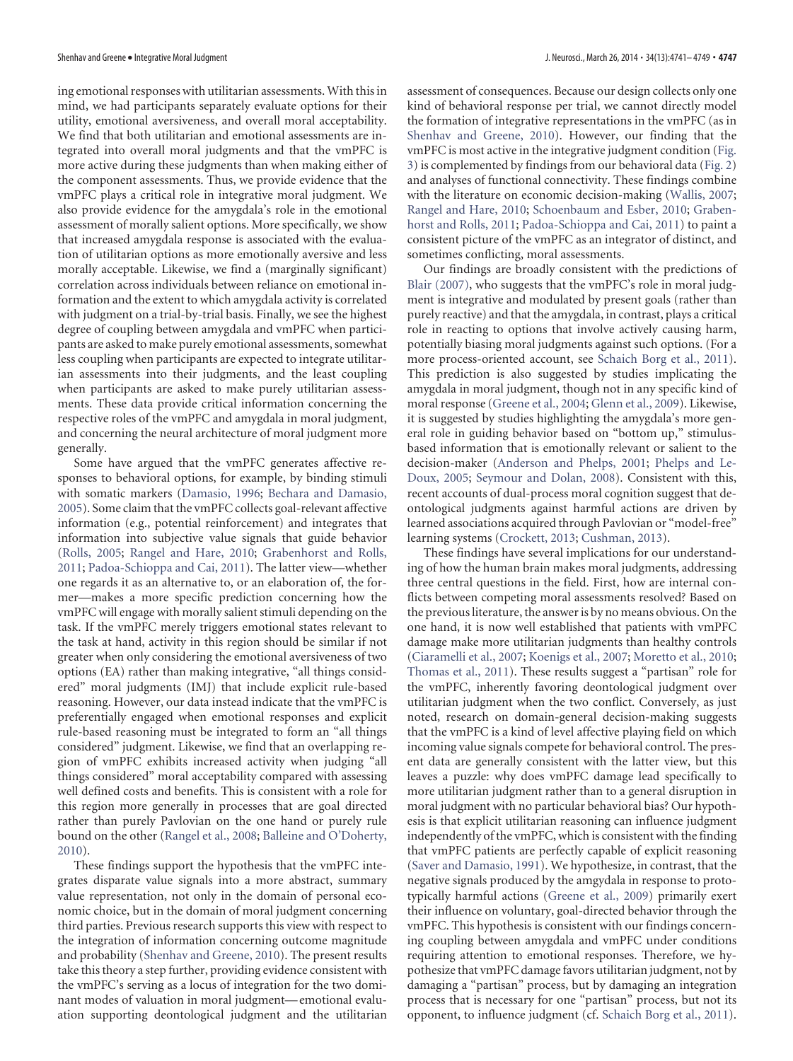ing emotional responses with utilitarian assessments. With this in mind, we had participants separately evaluate options for their utility, emotional aversiveness, and overall moral acceptability. We find that both utilitarian and emotional assessments are integrated into overall moral judgments and that the vmPFC is more active during these judgments than when making either of the component assessments. Thus, we provide evidence that the vmPFC plays a critical role in integrative moral judgment. We also provide evidence for the amygdala's role in the emotional assessment of morally salient options. More specifically, we show that increased amygdala response is associated with the evaluation of utilitarian options as more emotionally aversive and less morally acceptable. Likewise, we find a (marginally significant) correlation across individuals between reliance on emotional information and the extent to which amygdala activity is correlated with judgment on a trial-by-trial basis. Finally, we see the highest degree of coupling between amygdala and vmPFC when participants are asked to make purely emotional assessments, somewhat less coupling when participants are expected to integrate utilitarian assessments into their judgments, and the least coupling when participants are asked to make purely utilitarian assessments. These data provide critical information concerning the respective roles of the vmPFC and amygdala in moral judgment, and concerning the neural architecture of moral judgment more generally.

Some have argued that the vmPFC generates affective responses to behavioral options, for example, by binding stimuli with somatic markers (Damasio, 1996; Bechara and Damasio, 2005). Some claim that the vmPFC collects goal-relevant affective information (e.g., potential reinforcement) and integrates that information into subjective value signals that guide behavior (Rolls, 2005; Rangel and Hare, 2010; Grabenhorst and Rolls, 2011; Padoa-Schioppa and Cai, 2011). The latter view—whether one regards it as an alternative to, or an elaboration of, the former—makes a more specific prediction concerning how the vmPFC will engage with morally salient stimuli depending on the task. If the vmPFC merely triggers emotional states relevant to the task at hand, activity in this region should be similar if not greater when only considering the emotional aversiveness of two options (EA) rather than making integrative, "all things considered" moral judgments (IMJ) that include explicit rule-based reasoning. However, our data instead indicate that the vmPFC is preferentially engaged when emotional responses and explicit rule-based reasoning must be integrated to form an "all things considered" judgment. Likewise, we find that an overlapping region of vmPFC exhibits increased activity when judging "all things considered" moral acceptability compared with assessing well defined costs and benefits. This is consistent with a role for this region more generally in processes that are goal directed rather than purely Pavlovian on the one hand or purely rule bound on the other (Rangel et al., 2008; Balleine and O'Doherty, 2010).

These findings support the hypothesis that the vmPFC integrates disparate value signals into a more abstract, summary value representation, not only in the domain of personal economic choice, but in the domain of moral judgment concerning third parties. Previous research supports this view with respect to the integration of information concerning outcome magnitude and probability (Shenhav and Greene, 2010). The present results take this theory a step further, providing evidence consistent with the vmPFC's serving as a locus of integration for the two dominant modes of valuation in moral judgment—emotional evaluation supporting deontological judgment and the utilitarian assessment of consequences. Because our design collects only one kind of behavioral response per trial, we cannot directly model the formation of integrative representations in the vmPFC (as in Shenhav and Greene, 2010). However, our finding that the vmPFC is most active in the integrative judgment condition (Fig. 3) is complemented by findings from our behavioral data (Fig. 2) and analyses of functional connectivity. These findings combine with the literature on economic decision-making (Wallis, 2007; Rangel and Hare, 2010; Schoenbaum and Esber, 2010; Grabenhorst and Rolls, 2011; Padoa-Schioppa and Cai, 2011) to paint a consistent picture of the vmPFC as an integrator of distinct, and sometimes conflicting, moral assessments.

Our findings are broadly consistent with the predictions of Blair (2007), who suggests that the vmPFC's role in moral judgment is integrative and modulated by present goals (rather than purely reactive) and that the amygdala, in contrast, plays a critical role in reacting to options that involve actively causing harm, potentially biasing moral judgments against such options. (For a more process-oriented account, see Schaich Borg et al., 2011). This prediction is also suggested by studies implicating the amygdala in moral judgment, though not in any specific kind of moral response (Greene et al., 2004; Glenn et al., 2009). Likewise, it is suggested by studies highlighting the amygdala's more general role in guiding behavior based on "bottom up," stimulus-based information that is emotionally relevant or salient to the decision-maker (Anderson and Phelps, 2001; Phelps and LeDoux, 2005; Seymour and Dolan, 2008). Consistent with this, recent accounts of dual-process moral cognition suggest that deontological judgments against harmful actions are driven by learned associations acquired through Pavlovian or "model-free" learning systems (Crockett, 2013; Cushman, 2013).

These findings have several implications for our understanding of how the human brain makes moral judgments, addressing three central questions in the field. First, how are internal conflicts between competing moral assessments resolved? Based on the previous literature, the answer is by no means obvious. On the one hand, it is now well established that patients with vmPFC damage make more utilitarian judgments than healthy controls (Ciaramelli et al., 2007; Koenigs et al., 2007; Moretto et al., 2010; Thomas et al., 2011). These results suggest a "partisan" role for the vmPFC, inherently favoring deontological judgment over utilitarian judgment when the two conflict. Conversely, as just noted, research on domain-general decision-making suggests that the vmPFC is a kind of level affective playing field on which incoming value signals compete for behavioral control. The present data are generally consistent with the latter view, but this leaves a puzzle: why does vmPFC damage lead specifically to more utilitarian judgment rather than to a general disruption in moral judgment with no particular behavioral bias? Our hypothesis is that explicit utilitarian reasoning can influence judgment independently of the vmPFC, which is consistent with the finding that vmPFC patients are perfectly capable of explicit reasoning (Saver and Damasio, 1991). We hypothesize, in contrast, that the negative signals produced by the amygdala in response to prototypically harmful actions (Greene et al., 2009) primarily exert their influence on voluntary, goal-directed behavior through the vmPFC. This hypothesis is consistent with our findings concerning coupling between amygdala and vmPFC under conditions requiring attention to emotional responses. Therefore, we hypothesize that vmPFC damage favors utilitarian judgment, not by damaging a "partisan" process, but by damaging an integration process that is necessary for one "partisan" process, but not its opponent, to influence judgment (cf. Schaich Borg et al., 2011).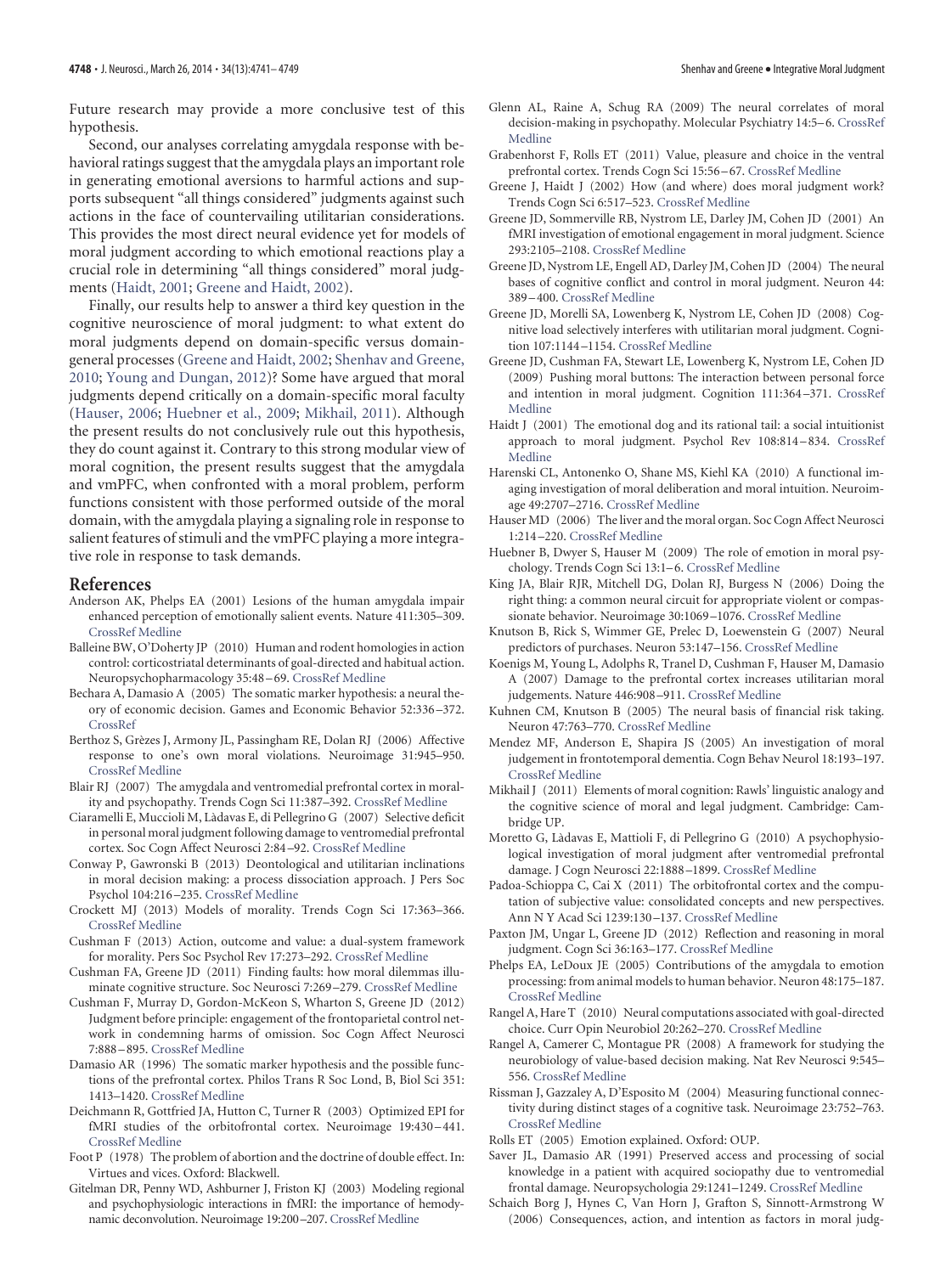Future research may provide a more conclusive test of this hypothesis.

Second, our analyses correlating amygdala response with behavioral ratings suggest that the amygdala plays an important role in generating emotional aversions to harmful actions and supports subsequent "all things considered" judgments against such actions in the face of countervailing utilitarian considerations. This provides the most direct neural evidence yet for models of moral judgment according to which emotional reactions play a crucial role in determining "all things considered" moral judgments (Haidt, 2001; Greene and Haidt, 2002).

Finally, our results help to answer a third key question in the cognitive neuroscience of moral judgment: to what extent do moral judgments depend on domain-specific versus domain-general processes (Greene and Haidt, 2002; Shenhav and Greene, 2010; Young and Dungan, 2012)? Some have argued that moral judgments depend critically on a domain-specific moral faculty (Hauser, 2006; Huebner et al., 2009; Mikhail, 2011). Although the present results do not conclusively rule out this hypothesis, they do count against it. Contrary to this strong modular view of moral cognition, the present results suggest that the amygdala and vmPFC, when confronted with a moral problem, perform functions consistent with those performed outside of the moral domain, with the amygdala playing a signaling role in response to salient features of stimuli and the vmPFC playing a more integrative role in response to task demands.

## References

Anderson AK, Phelps EA (2001) Lesions of the human amygdala impair enhanced perception of emotionally salient events. Nature 411:305–309. CrossRef Medline

Balleine BW, O'Doherty JP (2010) Human and rodent homologies in action control: corticostriatal determinants of goal-directed and habitual action. Neuropsychopharmacology 35:48–69. CrossRef Medline

Bechara A, Damasio A (2005) The somatic marker hypothesis: a neural theory of economic decision. Games and Economic Behavior 52:336–372. CrossRef

Berthoz S, Grèzes J, Armony JL, Passingham RE, Dolan RJ (2006) Affective response to one's own moral violations. Neuroimage 31:945–950. CrossRef Medline

Blair RJ (2007) The amygdala and ventromedial prefrontal cortex in morality and psychopathy. Trends Cogn Sci 11:387–392. CrossRef Medline

Ciaramelli E, Muccioli M, Làdavas E, di Pellegrino G (2007) Selective deficit in personal moral judgment following damage to ventromedial prefrontal cortex. Soc Cogn Affect Neurosci 2:84–92. CrossRef Medline

Conway P, Gawronski B (2013) Deontological and utilitarian inclinations in moral decision making: a process dissociation approach. J Pers Soc Psychol 104:216–235. CrossRef Medline

Crockett MJ (2013) Models of morality. Trends Cogn Sci 17:363–366. CrossRef Medline

Cushman F (2013) Action, outcome and value: a dual-system framework for morality. Pers Soc Psychol Rev 17:273–292. CrossRef Medline

Cushman FA, Greene JD (2011) Finding faults: how moral dilemmas illuminate cognitive structure. Soc Neurosci 7:269–279. CrossRef Medline

Cushman F, Murray D, Gordon-McKeon S, Wharton S, Greene JD (2012) Judgment before principle: engagement of the frontoparietal control network in condemning harms of omission. Soc Cogn Affect Neurosci 7:888–895. CrossRef Medline

Damasio AR (1996) The somatic marker hypothesis and the possible functions of the prefrontal cortex. Philos Trans R Soc Lond, B, Biol Sci 351: 1413–1420. CrossRef Medline

Deichmann R, Gottfried JA, Hutton C, Turner R (2003) Optimized EPI for fMRI studies of the orbitofrontal cortex. Neuroimage 19:430–441. CrossRef Medline

Foot P (1978) The problem of abortion and the doctrine of double effect. In: Virtues and vices. Oxford: Blackwell.

Gitelman DR, Penny WD, Ashburner J, Friston KJ (2003) Modeling regional and psychophysiologic interactions in fMRI: the importance of hemodynamic deconvolution. Neuroimage 19:200–207. CrossRef Medline

Glenn AL, Raine A, Schug RA (2009) The neural correlates of moral decision-making in psychopathy. Molecular Psychiatry 14:5–6. CrossRef Medline

Grabenhorst F, Rolls ET (2011) Value, pleasure and choice in the ventral prefrontal cortex. Trends Cogn Sci 15:56–67. CrossRef Medline

Greene J, Haidt J (2002) How (and where) does moral judgment work? Trends Cogn Sci 6:517–523. CrossRef Medline

Greene JD, Sommerville RB, Nystrom LE, Darley JM, Cohen JD (2001) An fMRI investigation of emotional engagement in moral judgment. Science 293:2105–2108. CrossRef Medline

Greene JD, Nystrom LE, Engell AD, Darley JM, Cohen JD (2004) The neural bases of cognitive conflict and control in moral judgment. Neuron 44: 389–400. CrossRef Medline

Greene JD, Morelli SA, Lowenberg K, Nystrom LE, Cohen JD (2008) Cognitive load selectively interferes with utilitarian moral judgment. Cognition 107:1144–1154. CrossRef Medline

Greene JD, Cushman FA, Stewart LE, Lowenberg K, Nystrom LE, Cohen JD (2009) Pushing moral buttons: The interaction between personal force and intention in moral judgment. Cognition 111:364–371. CrossRef Medline

Haidt J (2001) The emotional dog and its rational tail: a social intuitionist approach to moral judgment. Psychol Rev 108:814–834. CrossRef Medline

Harenski CL, Antonenko O, Shane MS, Kiehl KA (2010) A functional imaging investigation of moral deliberation and moral intuition. Neuroimage 49:2707–2716. CrossRef Medline

Hauser MD (2006) The liver and the moral organ. Soc Cogn Affect Neurosci 1:214–220. CrossRef Medline

Huebner B, Dwyer S, Hauser M (2009) The role of emotion in moral psychology. Trends Cogn Sci 13:1–6. CrossRef Medline

King JA, Blair RJR, Mitchell DG, Dolan RJ, Burgess N (2006) Doing the right thing: a common neural circuit for appropriate violent or compassionate behavior. Neuroimage 30:1069–1076. CrossRef Medline

Knutson B, Rick S, Wimmer GE, Prelec D, Loewenstein G (2007) Neural predictors of purchases. Neuron 53:147–156. CrossRef Medline

Koenigs M, Young L, Adolphs R, Tranel D, Cushman F, Hauser M, Damasio A (2007) Damage to the prefrontal cortex increases utilitarian moral judgements. Nature 446:908–911. CrossRef Medline

Kuhnen CM, Knutson B (2005) The neural basis of financial risk taking. Neuron 47:763–770. CrossRef Medline

Mendez MF, Anderson E, Shapira JS (2005) An investigation of moral judgement in frontotemporal dementia. Cogn Behav Neurol 18:193–197. CrossRef Medline

Mikhail J (2011) Elements of moral cognition: Rawls' linguistic analogy and the cognitive science of moral and legal judgment. Cambridge: Cambridge UP.

Moretto G, Làdavas E, Mattioli F, di Pellegrino G (2010) A psychophysiological investigation of moral judgment after ventromedial prefrontal damage. J Cogn Neurosci 22:1888–1899. CrossRef Medline

Padoa-Schioppa C, Cai X (2011) The orbitofrontal cortex and the computation of subjective value: consolidated concepts and new perspectives. Ann N Y Acad Sci 1239:130–137. CrossRef Medline

Paxton JM, Ungar L, Greene JD (2012) Reflection and reasoning in moral judgment. Cogn Sci 36:163–177. CrossRef Medline

Phelps EA, LeDoux JE (2005) Contributions of the amygdala to emotion processing: from animal models to human behavior. Neuron 48:175–187. CrossRef Medline

Rangel A, Hare T (2010) Neural computations associated with goal-directed choice. Curr Opin Neurobiol 20:262–270. CrossRef Medline

Rangel A, Camerer C, Montague PR (2008) A framework for studying the neurobiology of value-based decision making. Nat Rev Neurosci 9:545–556. CrossRef Medline

Rissman J, Gazzaley A, D'Esposito M (2004) Measuring functional connectivity during distinct stages of a cognitive task. Neuroimage 23:752–763. CrossRef Medline

Rolls ET (2005) Emotion explained. Oxford: OUP.

Saver JL, Damasio AR (1991) Preserved access and processing of social knowledge in a patient with acquired sociopathy due to ventromedial frontal damage. Neuropsychologia 29:1241–1249. CrossRef Medline

Schaich Borg J, Hynes C, Van Horn J, Grafton S, Sinnott-Armstrong W (2006) Consequences, action, and intention as factors in moral judg-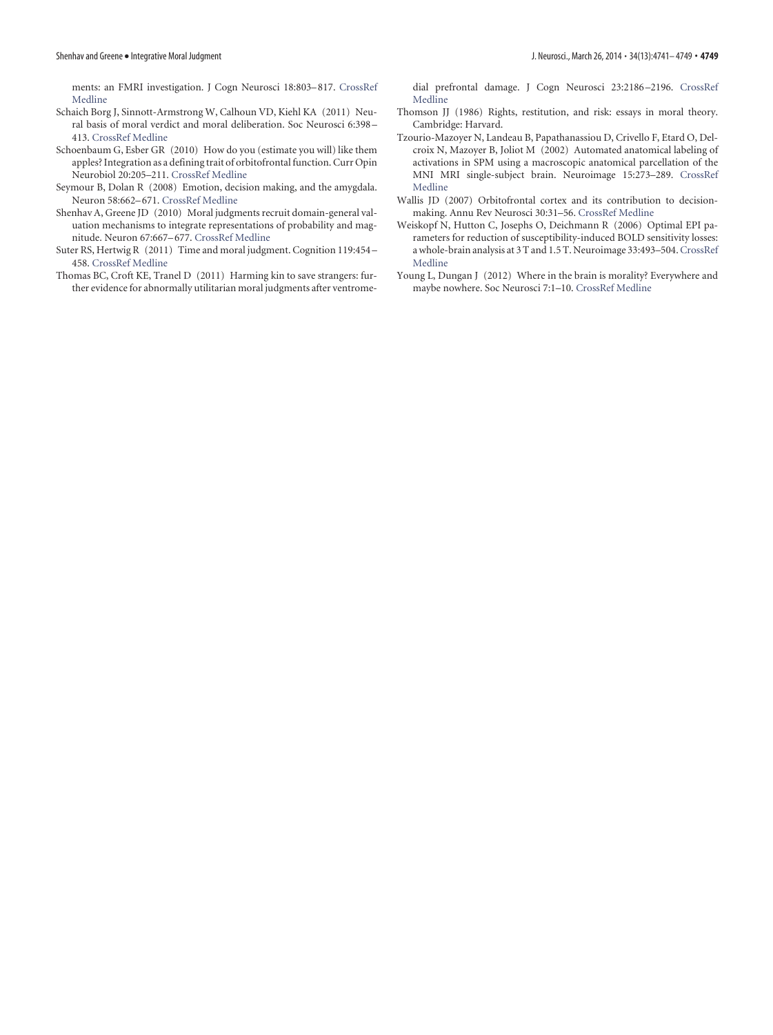ments: an FMRI investigation. J Cogn Neurosci 18:803–817. CrossRef Medline

Schaich Borg J, Sinnott-Armstrong W, Calhoun VD, Kiehl KA (2011) Neural basis of moral verdict and moral deliberation. Soc Neurosci 6:398–413. CrossRef Medline

Schoenbaum G, Esber GR (2010) How do you (estimate you will) like them apples? Integration as a defining trait of orbitofrontal function. Curr Opin Neurobiol 20:205–211. CrossRef Medline

Seymour B, Dolan R (2008) Emotion, decision making, and the amygdala. Neuron 58:662–671. CrossRef Medline

Shenhav A, Greene JD (2010) Moral judgments recruit domain-general valuation mechanisms to integrate representations of probability and magnitude. Neuron 67:667–677. CrossRef Medline

Suter RS, Hertwig R (2011) Time and moral judgment. Cognition 119:454–458. CrossRef Medline

Thomas BC, Croft KE, Tranel D (2011) Harming kin to save strangers: further evidence for abnormally utilitarian moral judgments after ventromedial prefrontal damage. J Cogn Neurosci 23:2186–2196. CrossRef Medline

Thomson JJ (1986) Rights, restitution, and risk: essays in moral theory. Cambridge: Harvard.

Tzourio-Mazoyer N, Landeau B, Papathanassiou D, Crivello F, Etard O, Delcroix N, Mazoyer B, Joliot M (2002) Automated anatomical labeling of activations in SPM using a macroscopic anatomical parcellation of the MNI MRI single-subject brain. Neuroimage 15:273–289. CrossRef Medline

Wallis JD (2007) Orbitofrontal cortex and its contribution to decision-making. Annu Rev Neurosci 30:31–56. CrossRef Medline

Weiskopf N, Hutton C, Josephs O, Deichmann R (2006) Optimal EPI parameters for reduction of susceptibility-induced BOLD sensitivity losses: a whole-brain analysis at 3 T and 1.5 T. Neuroimage 33:493–504. CrossRef Medline

Young L, Dungan J (2012) Where in the brain is morality? Everywhere and maybe nowhere. Soc Neurosci 7:1–10. CrossRef Medline